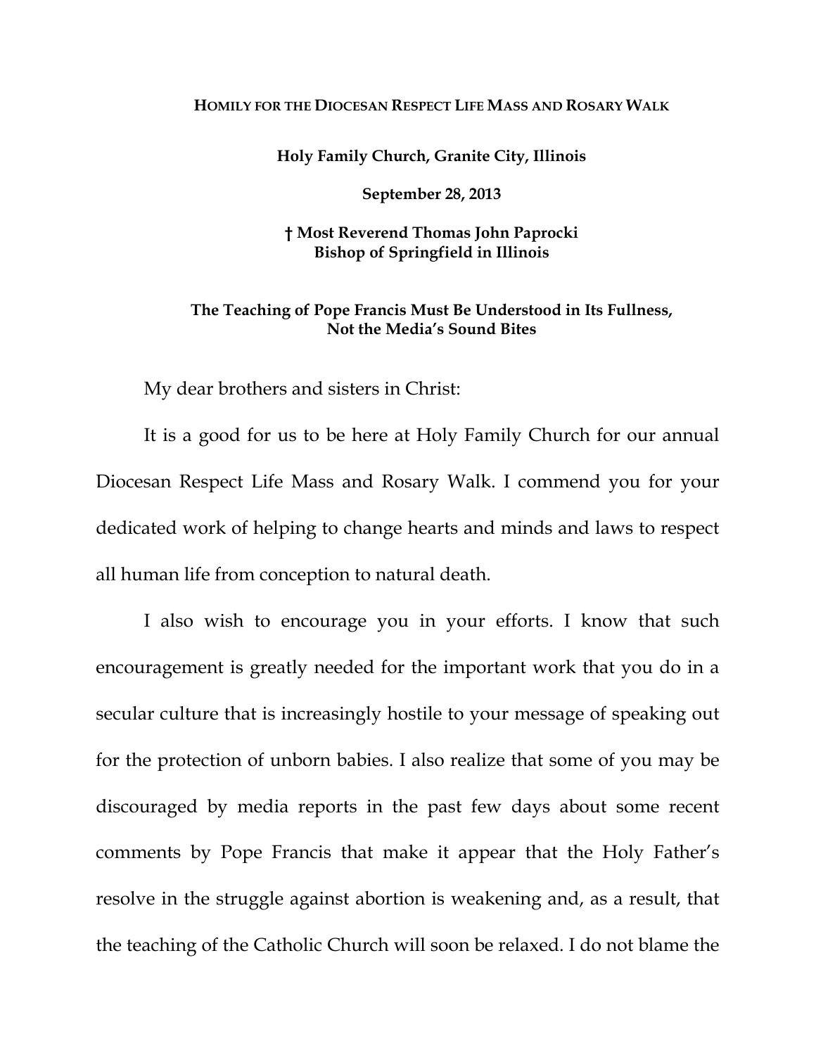**Homily for the Diocesan Respect Life Mass and Rosary Walk**

**Holy Family Church, Granite City, Illinois**

**September 28, 2013**

**† Most Reverend Thomas John Paprocki**
**Bishop of Springfield in Illinois**

**The Teaching of Pope Francis Must Be Understood in Its Fullness, Not the Media's Sound Bites**

My dear brothers and sisters in Christ:

It is a good for us to be here at Holy Family Church for our annual Diocesan Respect Life Mass and Rosary Walk. I commend you for your dedicated work of helping to change hearts and minds and laws to respect all human life from conception to natural death.

I also wish to encourage you in your efforts. I know that such encouragement is greatly needed for the important work that you do in a secular culture that is increasingly hostile to your message of speaking out for the protection of unborn babies. I also realize that some of you may be discouraged by media reports in the past few days about some recent comments by Pope Francis that make it appear that the Holy Father's resolve in the struggle against abortion is weakening and, as a result, that the teaching of the Catholic Church will soon be relaxed. I do not blame the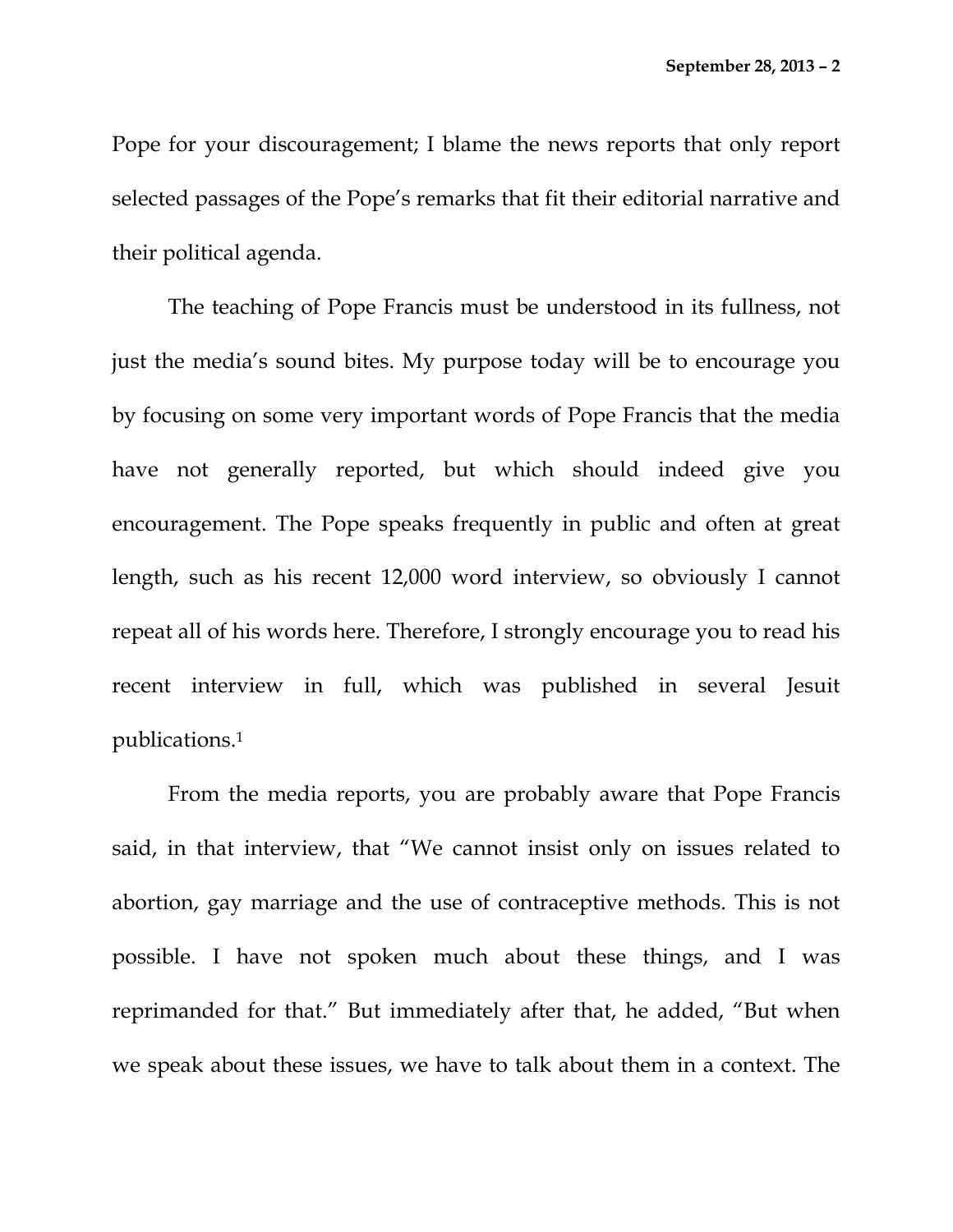Pope for your discouragement; I blame the news reports that only report selected passages of the Pope's remarks that fit their editorial narrative and their political agenda.

The teaching of Pope Francis must be understood in its fullness, not just the media's sound bites. My purpose today will be to encourage you by focusing on some very important words of Pope Francis that the media have not generally reported, but which should indeed give you encouragement. The Pope speaks frequently in public and often at great length, such as his recent 12,000 word interview, so obviously I cannot repeat all of his words here. Therefore, I strongly encourage you to read his recent interview in full, which was published in several Jesuit publications.[1]

From the media reports, you are probably aware that Pope Francis said, in that interview, that "We cannot insist only on issues related to abortion, gay marriage and the use of contraceptive methods. This is not possible. I have not spoken much about these things, and I was reprimanded for that." But immediately after that, he added, "But when we speak about these issues, we have to talk about them in a context. The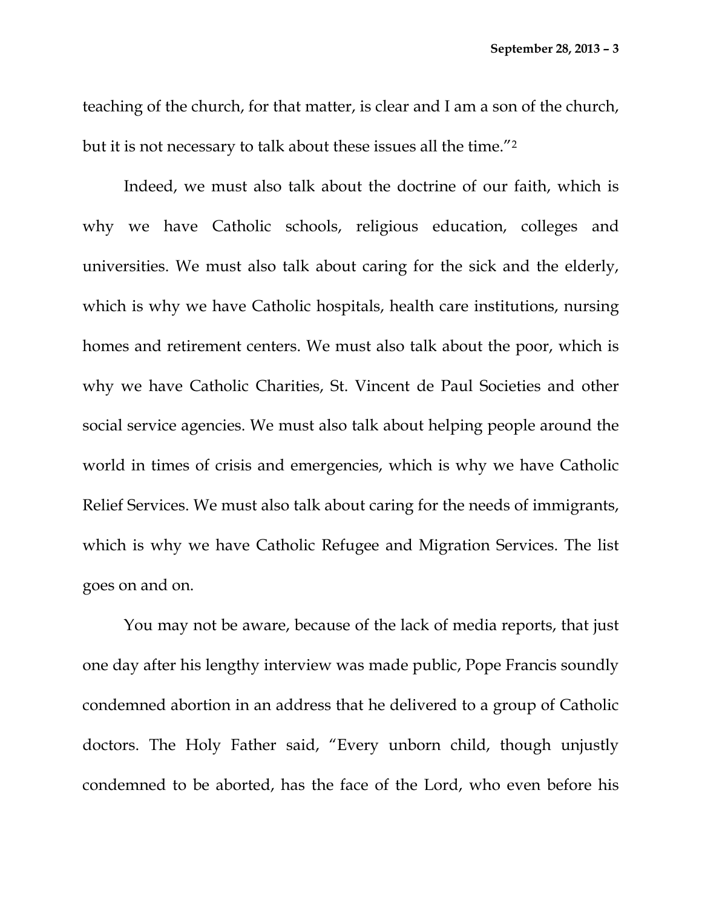teaching of the church, for that matter, is clear and I am a son of the church, but it is not necessary to talk about these issues all the time."[2]

Indeed, we must also talk about the doctrine of our faith, which is why we have Catholic schools, religious education, colleges and universities. We must also talk about caring for the sick and the elderly, which is why we have Catholic hospitals, health care institutions, nursing homes and retirement centers. We must also talk about the poor, which is why we have Catholic Charities, St. Vincent de Paul Societies and other social service agencies. We must also talk about helping people around the world in times of crisis and emergencies, which is why we have Catholic Relief Services. We must also talk about caring for the needs of immigrants, which is why we have Catholic Refugee and Migration Services. The list goes on and on.

You may not be aware, because of the lack of media reports, that just one day after his lengthy interview was made public, Pope Francis soundly condemned abortion in an address that he delivered to a group of Catholic doctors. The Holy Father said, "Every unborn child, though unjustly condemned to be aborted, has the face of the Lord, who even before his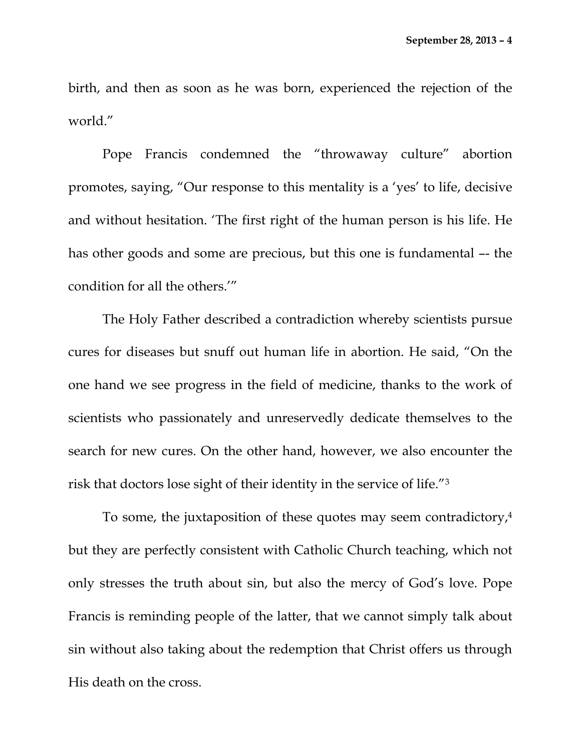birth, and then as soon as he was born, experienced the rejection of the world."

Pope Francis condemned the "throwaway culture" abortion promotes, saying, "Our response to this mentality is a 'yes' to life, decisive and without hesitation. 'The first right of the human person is his life. He has other goods and some are precious, but this one is fundamental –- the condition for all the others.'"

The Holy Father described a contradiction whereby scientists pursue cures for diseases but snuff out human life in abortion. He said, "On the one hand we see progress in the field of medicine, thanks to the work of scientists who passionately and unreservedly dedicate themselves to the search for new cures. On the other hand, however, we also encounter the risk that doctors lose sight of their identity in the service of life."[3]

To some, the juxtaposition of these quotes may seem contradictory,[4] but they are perfectly consistent with Catholic Church teaching, which not only stresses the truth about sin, but also the mercy of God's love. Pope Francis is reminding people of the latter, that we cannot simply talk about sin without also taking about the redemption that Christ offers us through His death on the cross.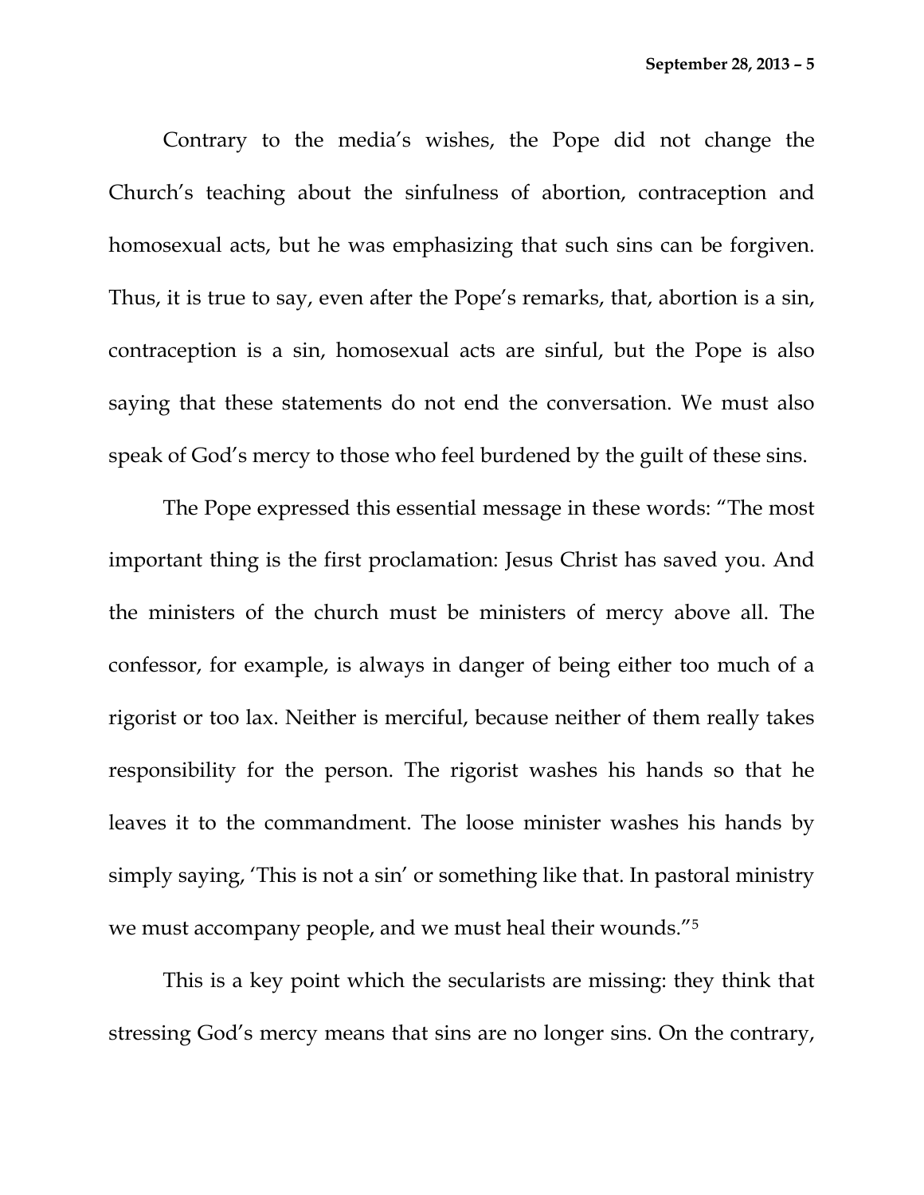Contrary to the media's wishes, the Pope did not change the Church's teaching about the sinfulness of abortion, contraception and homosexual acts, but he was emphasizing that such sins can be forgiven. Thus, it is true to say, even after the Pope's remarks, that, abortion is a sin, contraception is a sin, homosexual acts are sinful, but the Pope is also saying that these statements do not end the conversation. We must also speak of God's mercy to those who feel burdened by the guilt of these sins.

The Pope expressed this essential message in these words: "The most important thing is the first proclamation: Jesus Christ has saved you. And the ministers of the church must be ministers of mercy above all. The confessor, for example, is always in danger of being either too much of a rigorist or too lax. Neither is merciful, because neither of them really takes responsibility for the person. The rigorist washes his hands so that he leaves it to the commandment. The loose minister washes his hands by simply saying, 'This is not a sin' or something like that. In pastoral ministry we must accompany people, and we must heal their wounds."[5]

This is a key point which the secularists are missing: they think that stressing God's mercy means that sins are no longer sins. On the contrary,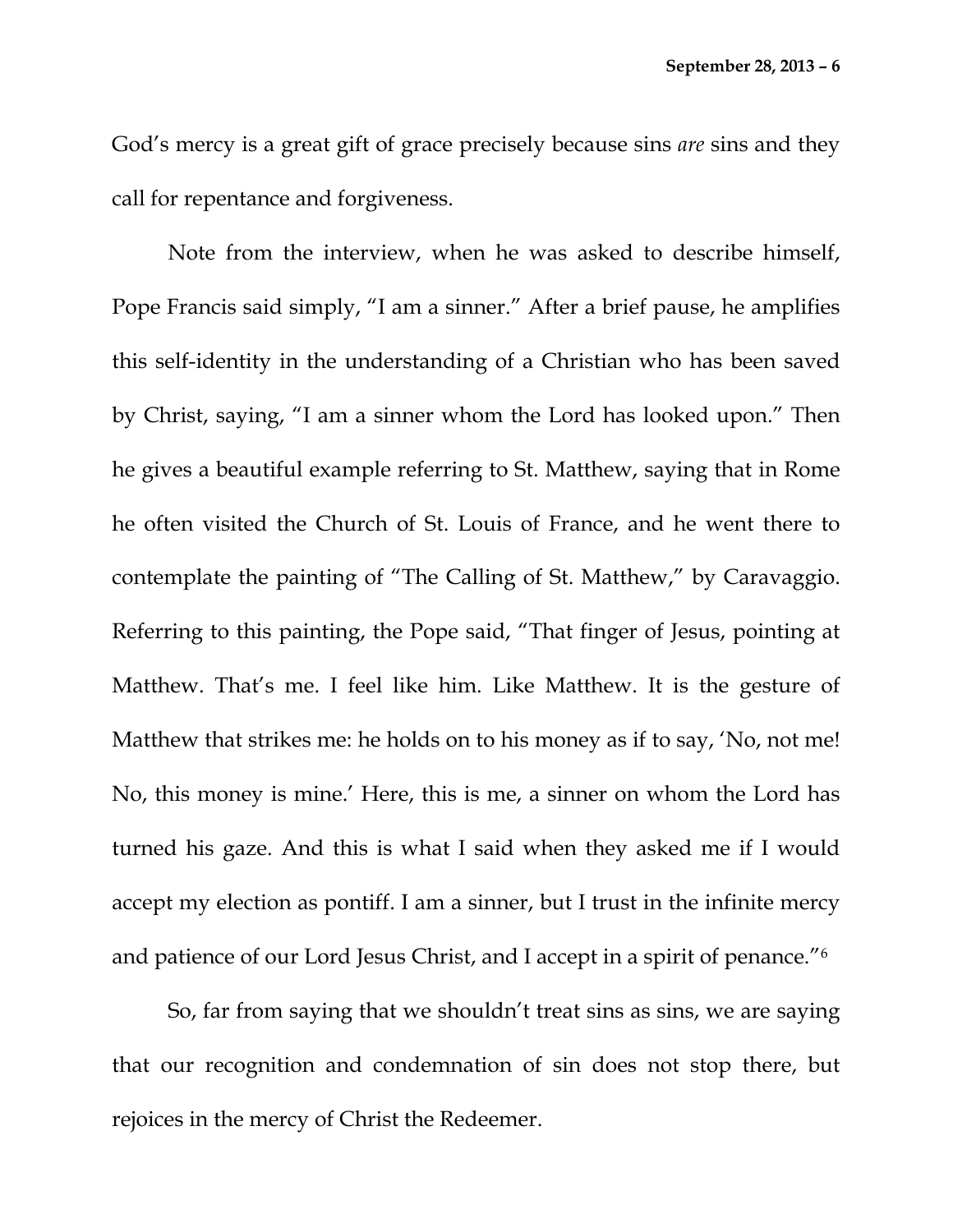God's mercy is a great gift of grace precisely because sins *are* sins and they call for repentance and forgiveness.

Note from the interview, when he was asked to describe himself, Pope Francis said simply, "I am a sinner." After a brief pause, he amplifies this self-identity in the understanding of a Christian who has been saved by Christ, saying, "I am a sinner whom the Lord has looked upon." Then he gives a beautiful example referring to St. Matthew, saying that in Rome he often visited the Church of St. Louis of France, and he went there to contemplate the painting of "The Calling of St. Matthew," by Caravaggio. Referring to this painting, the Pope said, "That finger of Jesus, pointing at Matthew. That's me. I feel like him. Like Matthew. It is the gesture of Matthew that strikes me: he holds on to his money as if to say, 'No, not me! No, this money is mine.' Here, this is me, a sinner on whom the Lord has turned his gaze. And this is what I said when they asked me if I would accept my election as pontiff. I am a sinner, but I trust in the infinite mercy and patience of our Lord Jesus Christ, and I accept in a spirit of penance."[6]

So, far from saying that we shouldn't treat sins as sins, we are saying that our recognition and condemnation of sin does not stop there, but rejoices in the mercy of Christ the Redeemer.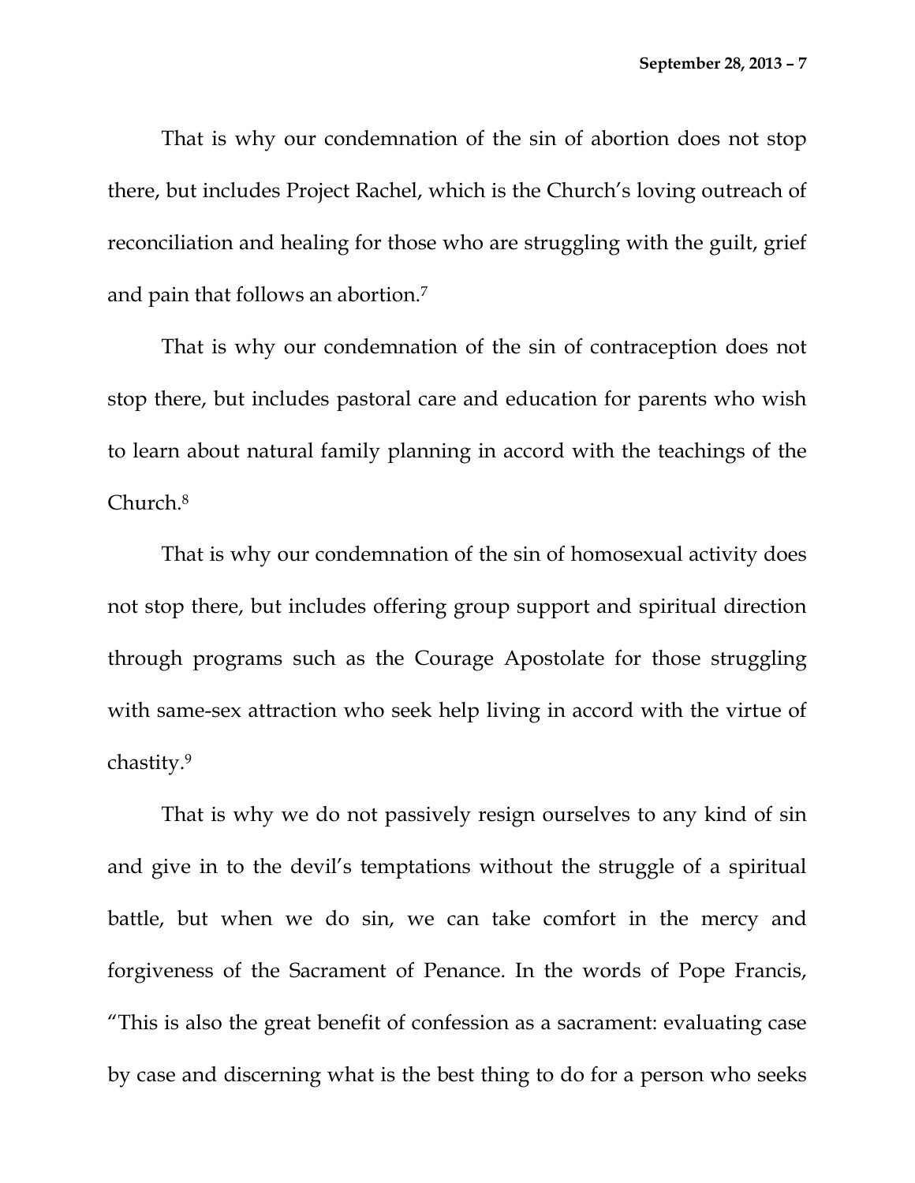That is why our condemnation of the sin of abortion does not stop there, but includes Project Rachel, which is the Church's loving outreach of reconciliation and healing for those who are struggling with the guilt, grief and pain that follows an abortion.[7]

That is why our condemnation of the sin of contraception does not stop there, but includes pastoral care and education for parents who wish to learn about natural family planning in accord with the teachings of the Church.[8]

That is why our condemnation of the sin of homosexual activity does not stop there, but includes offering group support and spiritual direction through programs such as the Courage Apostolate for those struggling with same-sex attraction who seek help living in accord with the virtue of chastity.[9]

That is why we do not passively resign ourselves to any kind of sin and give in to the devil's temptations without the struggle of a spiritual battle, but when we do sin, we can take comfort in the mercy and forgiveness of the Sacrament of Penance. In the words of Pope Francis, "This is also the great benefit of confession as a sacrament: evaluating case by case and discerning what is the best thing to do for a person who seeks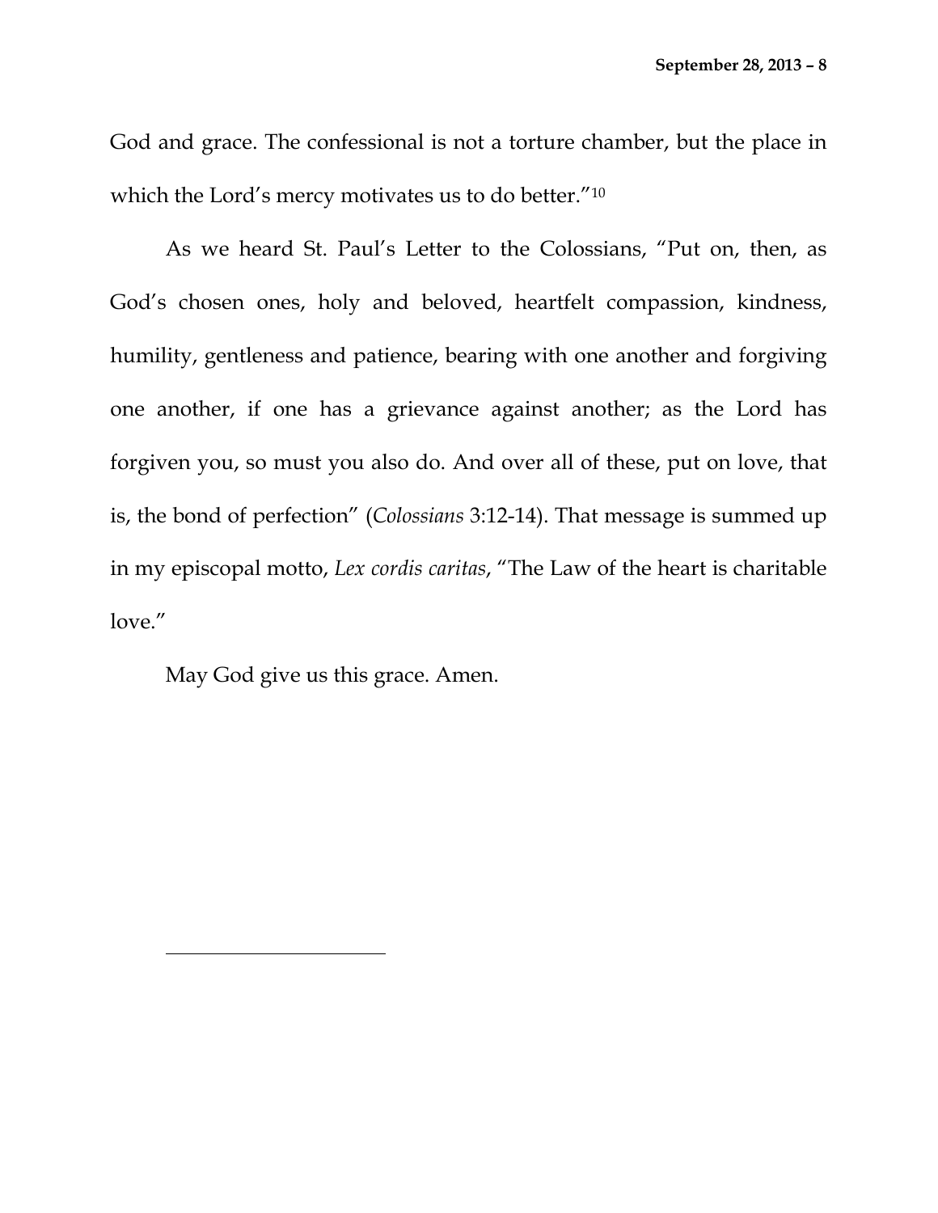God and grace. The confessional is not a torture chamber, but the place in which the Lord's mercy motivates us to do better."[10]

As we heard St. Paul's Letter to the Colossians, "Put on, then, as God's chosen ones, holy and beloved, heartfelt compassion, kindness, humility, gentleness and patience, bearing with one another and forgiving one another, if one has a grievance against another; as the Lord has forgiven you, so must you also do. And over all of these, put on love, that is, the bond of perfection" (*Colossians* 3:12-14). That message is summed up in my episcopal motto, *Lex cordis caritas*, "The Law of the heart is charitable love."

May God give us this grace. Amen.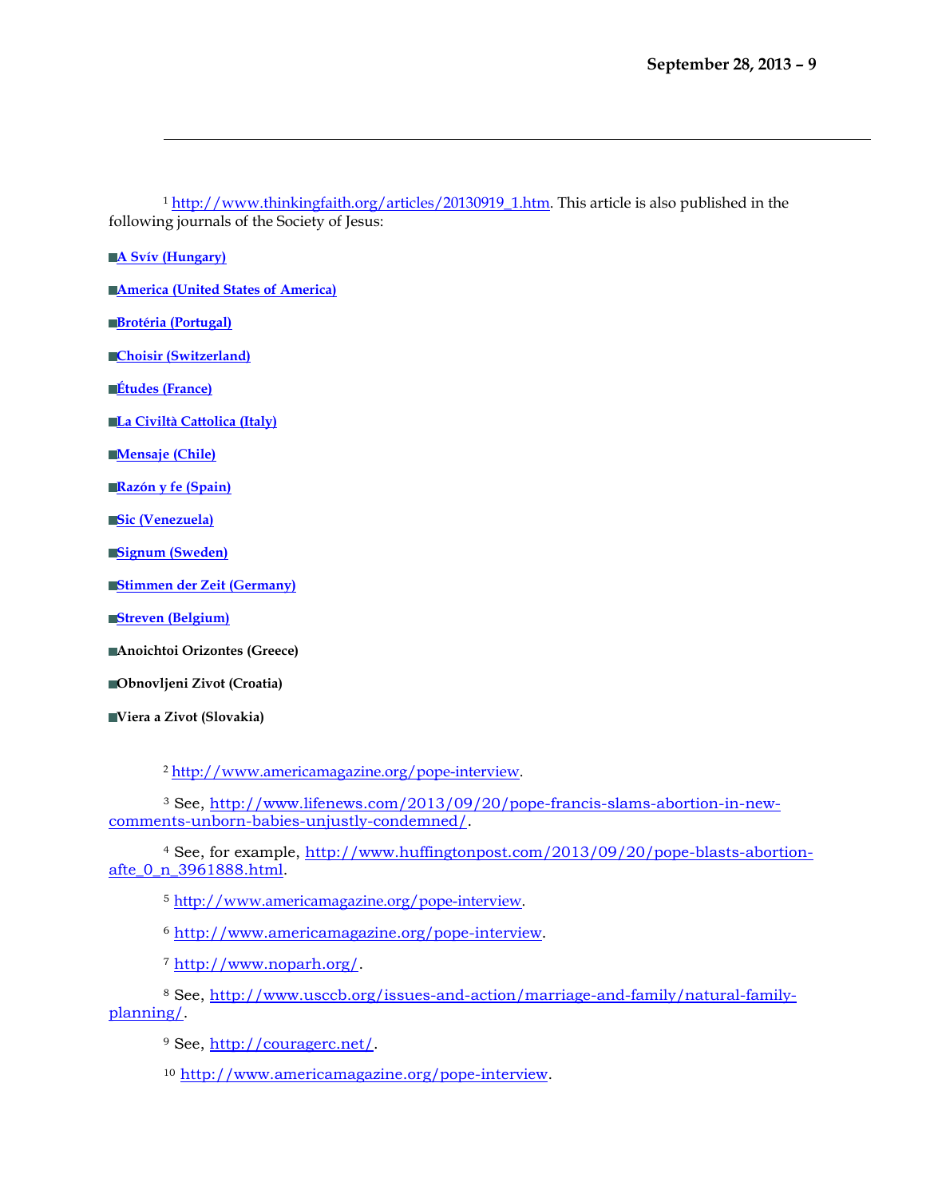[1] http://www.thinkingfaith.org/articles/20130919_1.htm. This article is also published in the following journals of the Society of Jesus:

- **A Svív (Hungary)**
- **America (United States of America)**
- **Brotéria (Portugal)**
- **Choisir (Switzerland)**
- **Études (France)**
- **La Civiltà Cattolica (Italy)**
- **Mensaje (Chile)**
- **Razón y fe (Spain)**
- **Sic (Venezuela)**
- **Signum (Sweden)**
- **Stimmen der Zeit (Germany)**
- **Streven (Belgium)**
- **Anoichtoi Orizontes (Greece)**
- **Obnovljeni Zivot (Croatia)**
- **Viera a Zivot (Slovakia)**

[2] http://www.americamagazine.org/pope-interview.

[3] See, http://www.lifenews.com/2013/09/20/pope-francis-slams-abortion-in-new-comments-unborn-babies-unjustly-condemned/.

[4] See, for example, http://www.huffingtonpost.com/2013/09/20/pope-blasts-abortion-afte_0_n_3961888.html.

[5] http://www.americamagazine.org/pope-interview.

[6] http://www.americamagazine.org/pope-interview.

[7] http://www.noparh.org/.

[8] See, http://www.usccb.org/issues-and-action/marriage-and-family/natural-family-planning/.

[9] See, http://couragerc.net/.

[10] http://www.americamagazine.org/pope-interview.